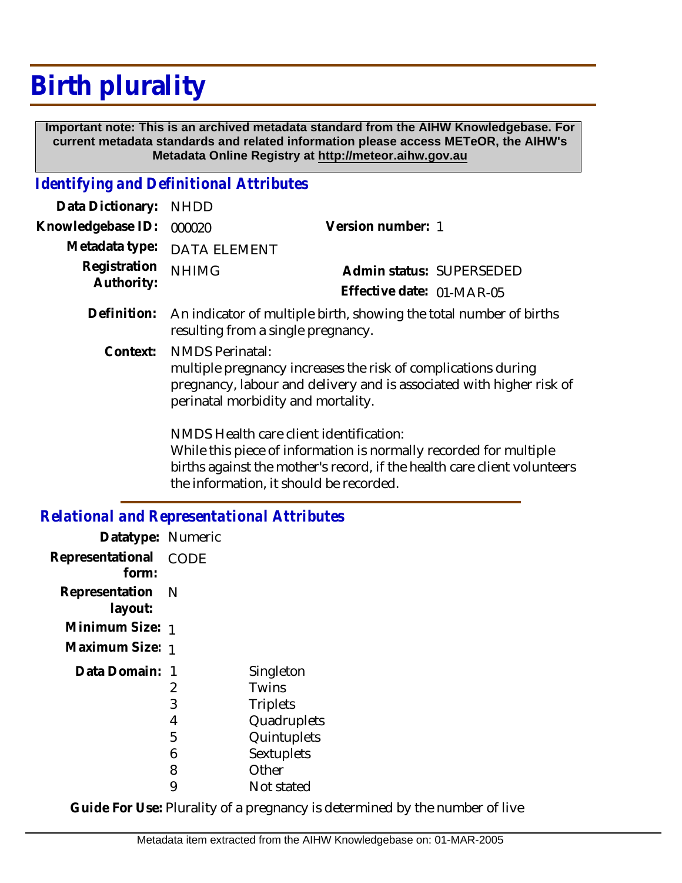# Birth plurality

**Important note: This is an archived metadata standard from the AIHW Knowledgebase. For current metadata standards and related information please access METeOR, the AIHW's Metadata Online Registry at http://meteor.aihw.gov.au**

## Identifying and Definitional Attributes

| | | | |
|---|---|---|---|
| **Data Dictionary:** | NHDD | | |
| **Knowledgebase ID:** | 000020 | **Version number:** | 1 |
| **Metadata type:** | DATA ELEMENT | | |
| **Registration Authority:** | NHIMG | **Admin status:** | SUPERSEDED |
| | | **Effective date:** | 01-MAR-05 |

**Definition:** An indicator of multiple birth, showing the total number of births resulting from a single pregnancy.

**Context:** NMDS Perinatal:
multiple pregnancy increases the risk of complications during pregnancy, labour and delivery and is associated with higher risk of perinatal morbidity and mortality.

NMDS Health care client identification:
While this piece of information is normally recorded for multiple births against the mother's record, if the health care client volunteers the information, it should be recorded.

## Relational and Representational Attributes

**Datatype:** Numeric

**Representational form:** CODE

**Representation layout:** N

**Minimum Size:** 1

**Maximum Size:** 1

**Data Domain:**

| Code | Description |
|---|---|
| 1 | Singleton |
| 2 | Twins |
| 3 | Triplets |
| 4 | Quadruplets |
| 5 | Quintuplets |
| 6 | Sextuplets |
| 8 | Other |
| 9 | Not stated |

**Guide For Use:** Plurality of a pregnancy is determined by the number of live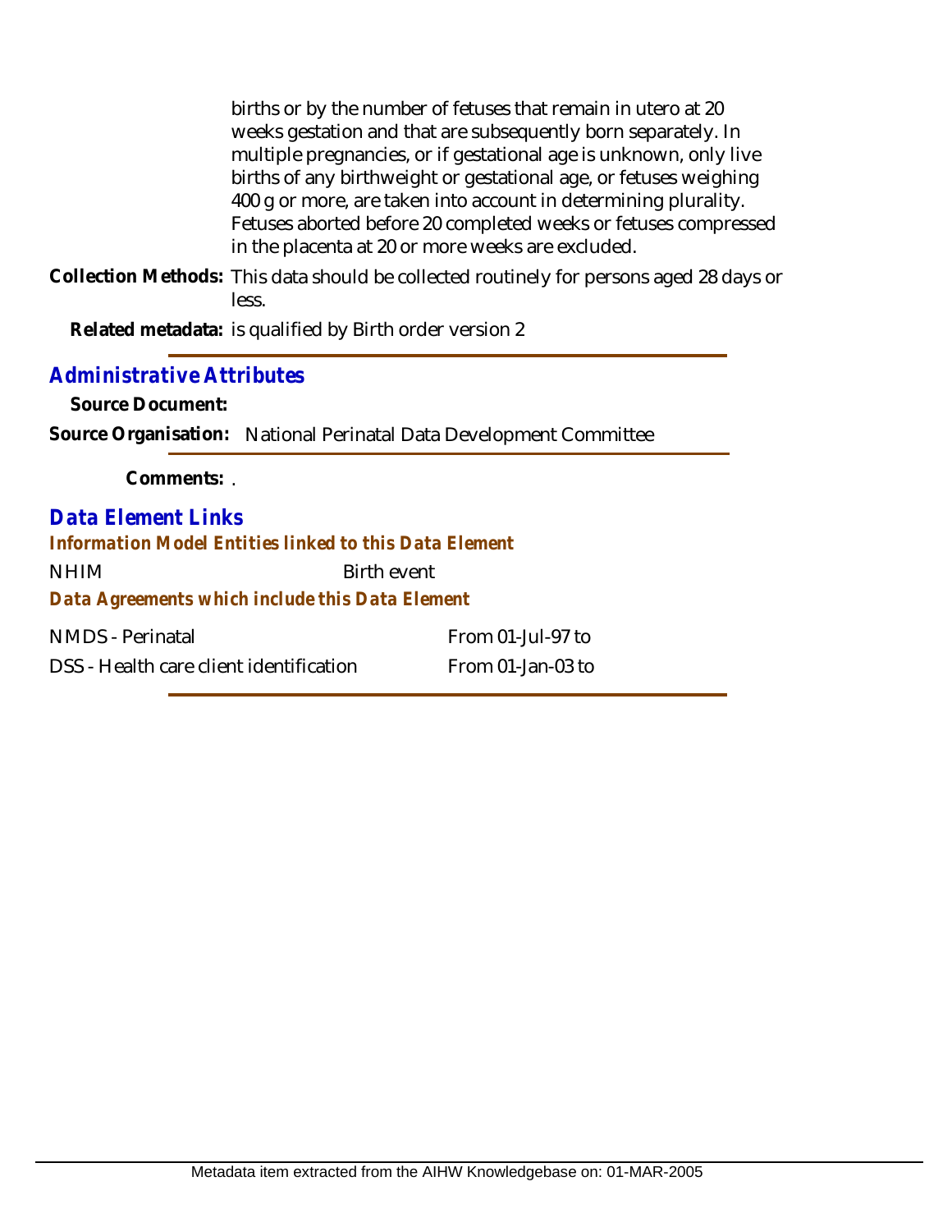births or by the number of fetuses that remain in utero at 20 weeks gestation and that are subsequently born separately. In multiple pregnancies, or if gestational age is unknown, only live births of any birthweight or gestational age, or fetuses weighing 400 g or more, are taken into account in determining plurality. Fetuses aborted before 20 completed weeks or fetuses compressed in the placenta at 20 or more weeks are excluded.

**Collection Methods:** This data should be collected routinely for persons aged 28 days or less.

**Related metadata:** is qualified by Birth order version 2

## Administrative Attributes

**Source Document:**

**Source Organisation:** National Perinatal Data Development Committee

**Comments:** .

## Data Element Links

### Information Model Entities linked to this Data Element

| | |
|---|---|
| NHIM | Birth event |

### Data Agreements which include this Data Element

| | |
|---|---|
| NMDS - Perinatal | From 01-Jul-97 to |
| DSS - Health care client identification | From 01-Jan-03 to |

Metadata item extracted from the AIHW Knowledgebase on: 01-MAR-2005